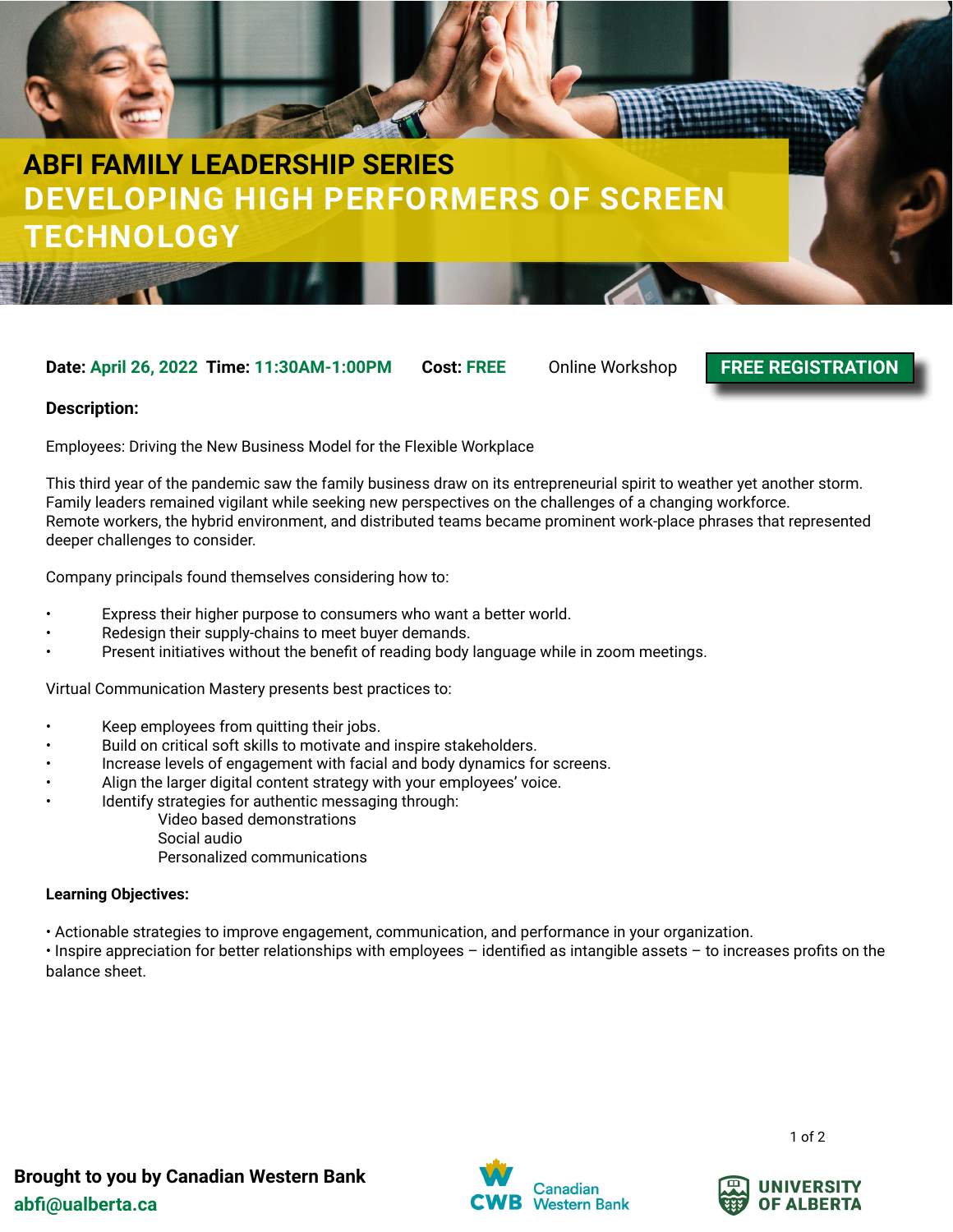# ABFI FAMILY LEADERSHIP SERIES

## DEVELOPING HIGH PERFORMERS OF SCREEN TECHNOLOGY

**Date:** April 26, 2022 **Time:** 11:30AM-1:00PM **Cost:** FREE Online Workshop **FREE REGISTRATION**

**Description:**

Employees: Driving the New Business Model for the Flexible Workplace

This third year of the pandemic saw the family business draw on its entrepreneurial spirit to weather yet another storm. Family leaders remained vigilant while seeking new perspectives on the challenges of a changing workforce. Remote workers, the hybrid environment, and distributed teams became prominent work-place phrases that represented deeper challenges to consider.

Company principals found themselves considering how to:

- Express their higher purpose to consumers who want a better world.
- Redesign their supply-chains to meet buyer demands.
- Present initiatives without the benefit of reading body language while in zoom meetings.

Virtual Communication Mastery presents best practices to:

- Keep employees from quitting their jobs.
- Build on critical soft skills to motivate and inspire stakeholders.
- Increase levels of engagement with facial and body dynamics for screens.
- Align the larger digital content strategy with your employees' voice.
- Identify strategies for authentic messaging through:
  - Video based demonstrations
  - Social audio
  - Personalized communications

**Learning Objectives:**

- Actionable strategies to improve engagement, communication, and performance in your organization.
- Inspire appreciation for better relationships with employees – identified as intangible assets – to increases profits on the balance sheet.

**Brought to you by Canadian Western Bank**

**abfi@ualberta.ca**

CWB Canadian Western Bank

UNIVERSITY OF ALBERTA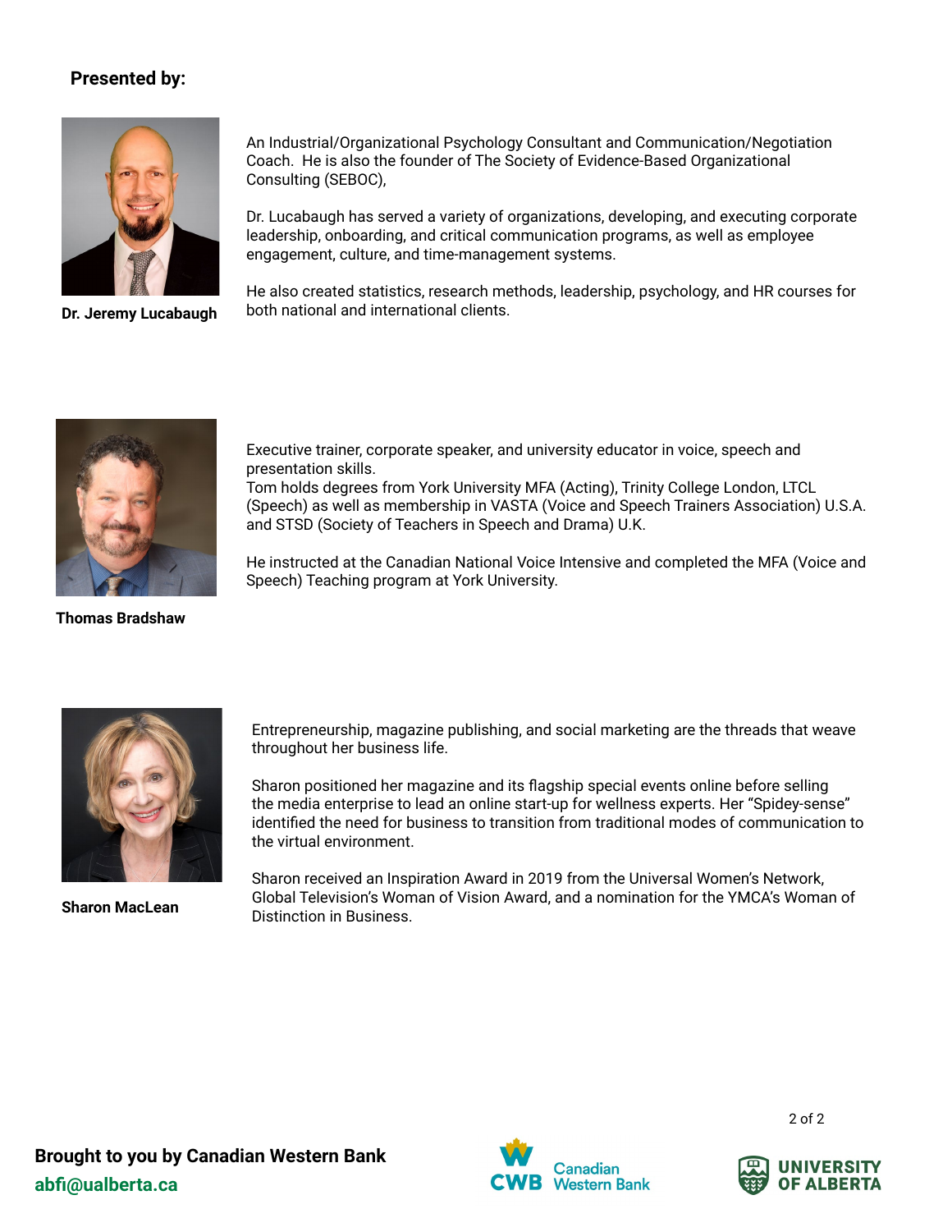**Presented by:**

**Dr. Jeremy Lucabaugh**

An Industrial/Organizational Psychology Consultant and Communication/Negotiation Coach. He is also the founder of The Society of Evidence-Based Organizational Consulting (SEBOC),

Dr. Lucabaugh has served a variety of organizations, developing, and executing corporate leadership, onboarding, and critical communication programs, as well as employee engagement, culture, and time-management systems.

He also created statistics, research methods, leadership, psychology, and HR courses for both national and international clients.

**Thomas Bradshaw**

Executive trainer, corporate speaker, and university educator in voice, speech and presentation skills.
Tom holds degrees from York University MFA (Acting), Trinity College London, LTCL (Speech) as well as membership in VASTA (Voice and Speech Trainers Association) U.S.A. and STSD (Society of Teachers in Speech and Drama) U.K.

He instructed at the Canadian National Voice Intensive and completed the MFA (Voice and Speech) Teaching program at York University.

**Sharon MacLean**

Entrepreneurship, magazine publishing, and social marketing are the threads that weave throughout her business life.

Sharon positioned her magazine and its flagship special events online before selling the media enterprise to lead an online start-up for wellness experts. Her "Spidey-sense" identified the need for business to transition from traditional modes of communication to the virtual environment.

Sharon received an Inspiration Award in 2019 from the Universal Women's Network, Global Television's Woman of Vision Award, and a nomination for the YMCA's Woman of Distinction in Business.

**Brought to you by Canadian Western Bank**

**abfi@ualberta.ca**

CWB Canadian Western Bank

UNIVERSITY OF ALBERTA